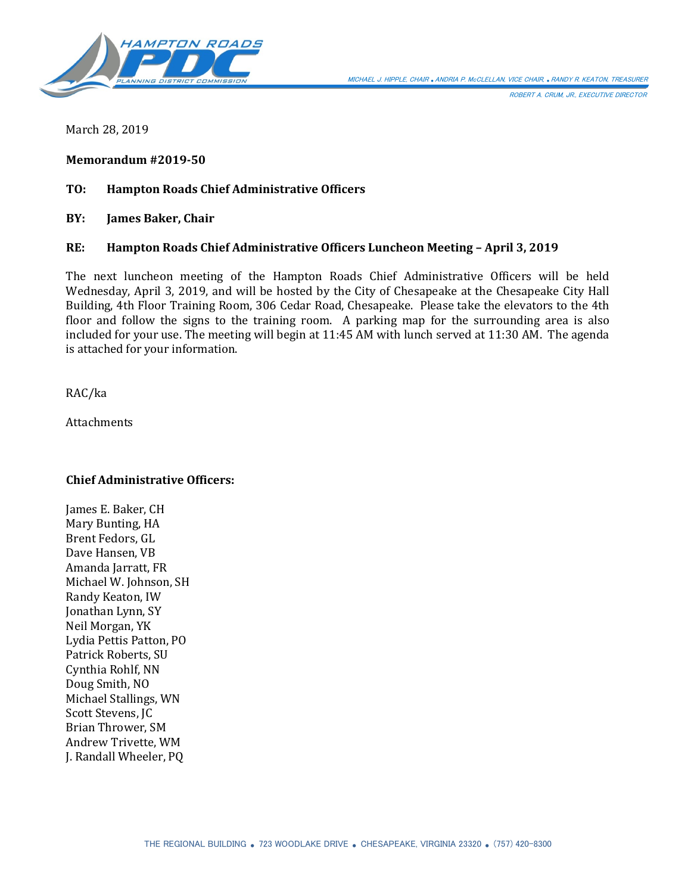MICHAEL J. HIPPLE, CHAIR • ANDRIA P. McCLELLAN, VICE CHAIR, • RANDY R. KEATON, TREASURER

ROBERT A. CRUM, JR., EXECUTIVE DIRECTOR

March 28, 2019

**Memorandum #2019-50**

**TO: Hampton Roads Chief Administrative Officers**

**BY: James Baker, Chair**

**RE: Hampton Roads Chief Administrative Officers Luncheon Meeting – April 3, 2019**

The next luncheon meeting of the Hampton Roads Chief Administrative Officers will be held Wednesday, April 3, 2019, and will be hosted by the City of Chesapeake at the Chesapeake City Hall Building, 4th Floor Training Room, 306 Cedar Road, Chesapeake. Please take the elevators to the 4th floor and follow the signs to the training room. A parking map for the surrounding area is also included for your use. The meeting will begin at 11:45 AM with lunch served at 11:30 AM. The agenda is attached for your information.

RAC/ka

Attachments

**Chief Administrative Officers:**

James E. Baker, CH
Mary Bunting, HA
Brent Fedors, GL
Dave Hansen, VB
Amanda Jarratt, FR
Michael W. Johnson, SH
Randy Keaton, IW
Jonathan Lynn, SY
Neil Morgan, YK
Lydia Pettis Patton, PO
Patrick Roberts, SU
Cynthia Rohlf, NN
Doug Smith, NO
Michael Stallings, WN
Scott Stevens, JC
Brian Thrower, SM
Andrew Trivette, WM
J. Randall Wheeler, PQ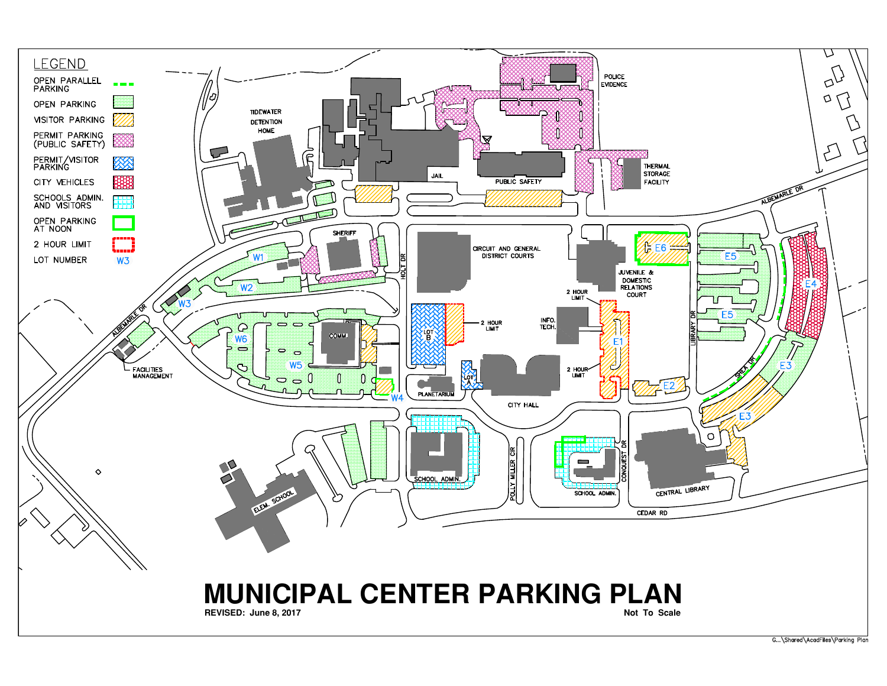# MUNICIPAL CENTER PARKING PLAN

**REVISED: June 8, 2017**

**Not To Scale**

## LEGEND

- OPEN PARALLEL PARKING
- OPEN PARKING
- VISITOR PARKING
- PERMIT PARKING (PUBLIC SAFETY)
- PERMIT/VISITOR PARKING
- CITY VEHICLES
- SCHOOLS ADMIN. AND VISITORS
- OPEN PARKING AT NOON
- 2 HOUR LIMIT
- LOT NUMBER — W3

TIDEWATER DETENTION HOME

JAIL

PUBLIC SAFETY

POLICE EVIDENCE

THERMAL STORAGE FACILITY

ALBEMARLE DR

SHERIFF

HOLT DR

CIRCUIT AND GENERAL DISTRICT COURTS

JUVENILE & DOMESTIC RELATIONS COURT

2 HOUR LIMIT

INFO. TECH.

LIBRARY DR

SHEA DR

W1 W2 W3 W4 W5 W6

E1 E2 E3 E4 E5 E6

LOT B

LOT A

COMM.

FACILITIES MANAGEMENT

PLANETARIUM

CITY HALL

SCHOOL ADMIN.

POLLY MILLER CIR

CONQUEST DR

CENTRAL LIBRARY

CEDAR RD

ELEM. SCHOOL

G...\Shared\AcadFiles\Parking Plan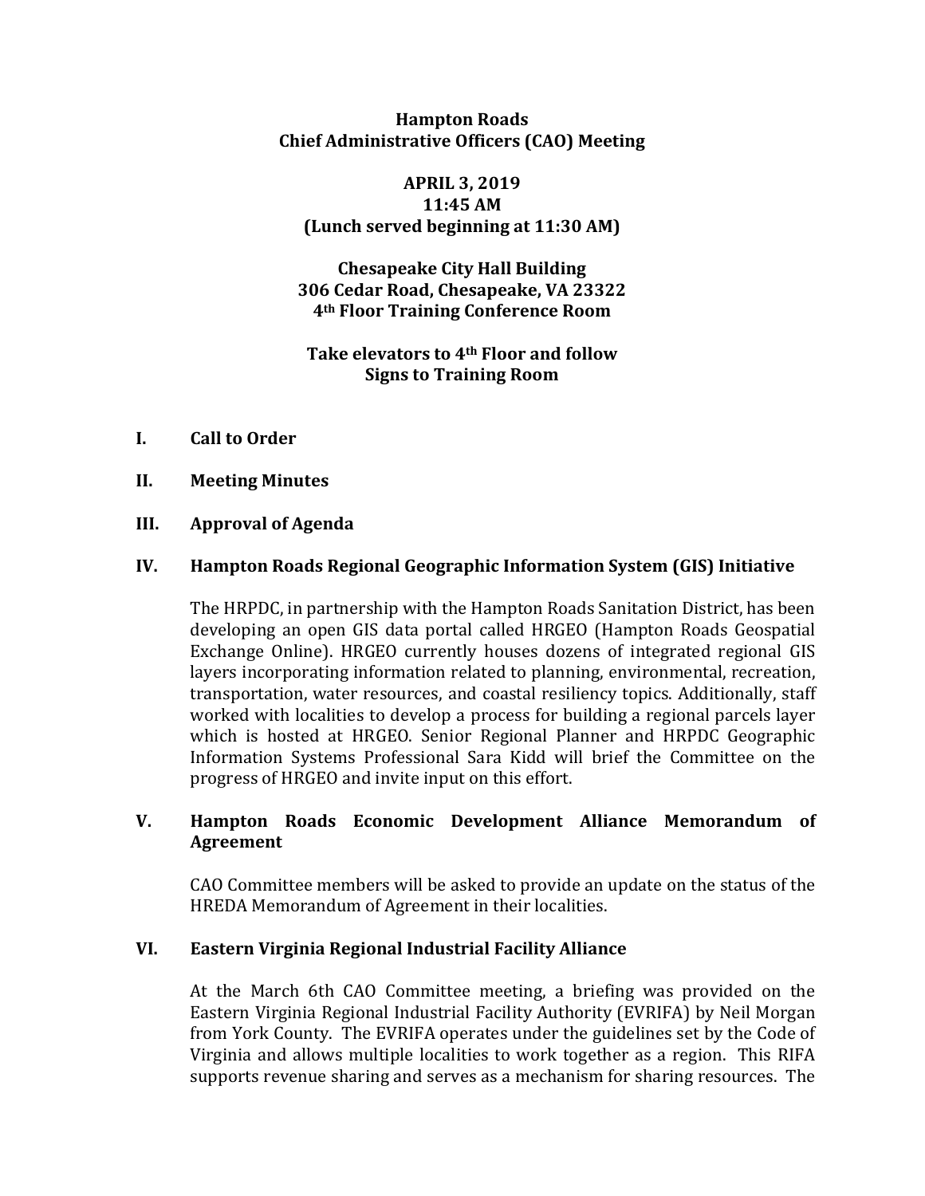**Hampton Roads**
**Chief Administrative Officers (CAO) Meeting**

**APRIL 3, 2019**
**11:45 AM**
**(Lunch served beginning at 11:30 AM)**

**Chesapeake City Hall Building**
**306 Cedar Road, Chesapeake, VA 23322**
**4th Floor Training Conference Room**

**Take elevators to 4th Floor and follow Signs to Training Room**

## I. Call to Order

## II. Meeting Minutes

## III. Approval of Agenda

## IV. Hampton Roads Regional Geographic Information System (GIS) Initiative

The HRPDC, in partnership with the Hampton Roads Sanitation District, has been developing an open GIS data portal called HRGEO (Hampton Roads Geospatial Exchange Online). HRGEO currently houses dozens of integrated regional GIS layers incorporating information related to planning, environmental, recreation, transportation, water resources, and coastal resiliency topics. Additionally, staff worked with localities to develop a process for building a regional parcels layer which is hosted at HRGEO. Senior Regional Planner and HRPDC Geographic Information Systems Professional Sara Kidd will brief the Committee on the progress of HRGEO and invite input on this effort.

## V. Hampton Roads Economic Development Alliance Memorandum of Agreement

CAO Committee members will be asked to provide an update on the status of the HREDA Memorandum of Agreement in their localities.

## VI. Eastern Virginia Regional Industrial Facility Alliance

At the March 6th CAO Committee meeting, a briefing was provided on the Eastern Virginia Regional Industrial Facility Authority (EVRIFA) by Neil Morgan from York County. The EVRIFA operates under the guidelines set by the Code of Virginia and allows multiple localities to work together as a region. This RIFA supports revenue sharing and serves as a mechanism for sharing resources. The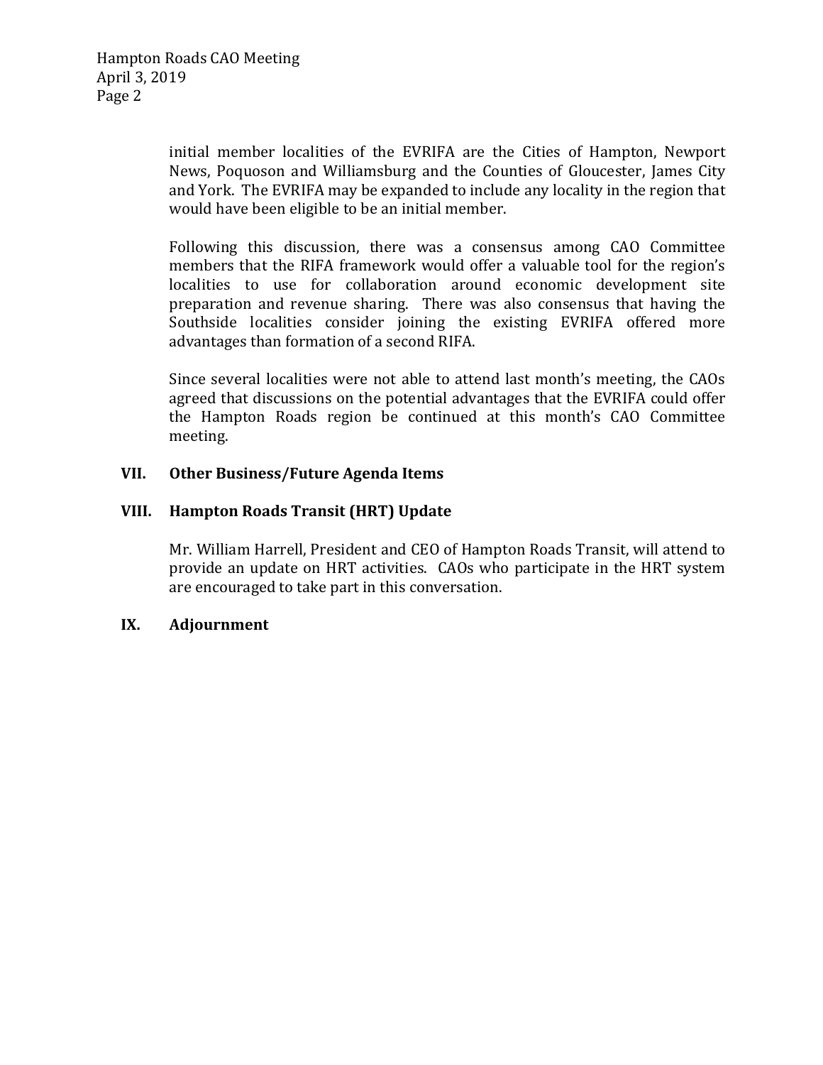initial member localities of the EVRIFA are the Cities of Hampton, Newport News, Poquoson and Williamsburg and the Counties of Gloucester, James City and York. The EVRIFA may be expanded to include any locality in the region that would have been eligible to be an initial member.

Following this discussion, there was a consensus among CAO Committee members that the RIFA framework would offer a valuable tool for the region's localities to use for collaboration around economic development site preparation and revenue sharing. There was also consensus that having the Southside localities consider joining the existing EVRIFA offered more advantages than formation of a second RIFA.

Since several localities were not able to attend last month's meeting, the CAOs agreed that discussions on the potential advantages that the EVRIFA could offer the Hampton Roads region be continued at this month's CAO Committee meeting.

## VII. Other Business/Future Agenda Items

## VIII. Hampton Roads Transit (HRT) Update

Mr. William Harrell, President and CEO of Hampton Roads Transit, will attend to provide an update on HRT activities. CAOs who participate in the HRT system are encouraged to take part in this conversation.

## IX. Adjournment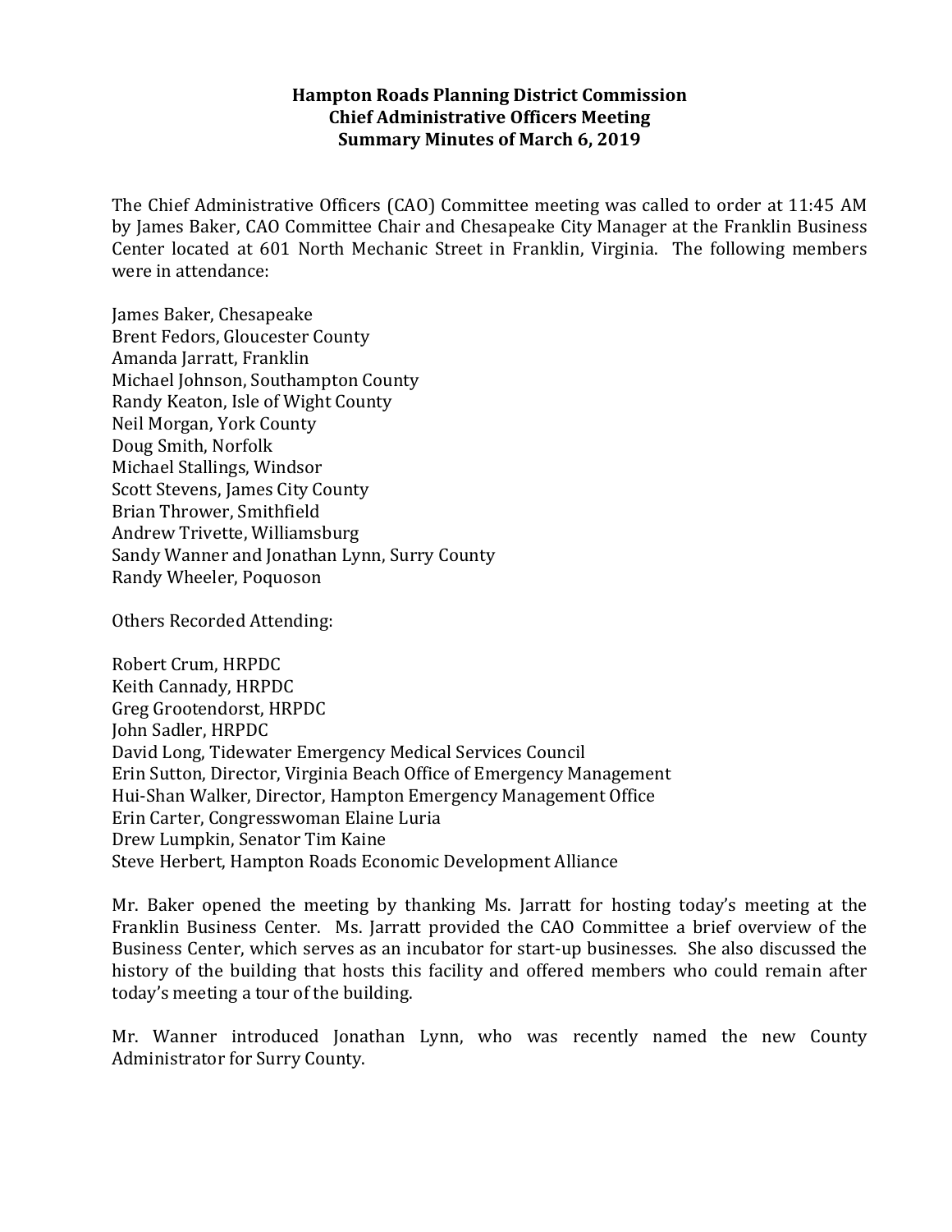**Hampton Roads Planning District Commission**
**Chief Administrative Officers Meeting**
**Summary Minutes of March 6, 2019**

The Chief Administrative Officers (CAO) Committee meeting was called to order at 11:45 AM by James Baker, CAO Committee Chair and Chesapeake City Manager at the Franklin Business Center located at 601 North Mechanic Street in Franklin, Virginia. The following members were in attendance:

James Baker, Chesapeake
Brent Fedors, Gloucester County
Amanda Jarratt, Franklin
Michael Johnson, Southampton County
Randy Keaton, Isle of Wight County
Neil Morgan, York County
Doug Smith, Norfolk
Michael Stallings, Windsor
Scott Stevens, James City County
Brian Thrower, Smithfield
Andrew Trivette, Williamsburg
Sandy Wanner and Jonathan Lynn, Surry County
Randy Wheeler, Poquoson

Others Recorded Attending:

Robert Crum, HRPDC
Keith Cannady, HRPDC
Greg Grootendorst, HRPDC
John Sadler, HRPDC
David Long, Tidewater Emergency Medical Services Council
Erin Sutton, Director, Virginia Beach Office of Emergency Management
Hui-Shan Walker, Director, Hampton Emergency Management Office
Erin Carter, Congresswoman Elaine Luria
Drew Lumpkin, Senator Tim Kaine
Steve Herbert, Hampton Roads Economic Development Alliance

Mr. Baker opened the meeting by thanking Ms. Jarratt for hosting today's meeting at the Franklin Business Center. Ms. Jarratt provided the CAO Committee a brief overview of the Business Center, which serves as an incubator for start-up businesses. She also discussed the history of the building that hosts this facility and offered members who could remain after today's meeting a tour of the building.

Mr. Wanner introduced Jonathan Lynn, who was recently named the new County Administrator for Surry County.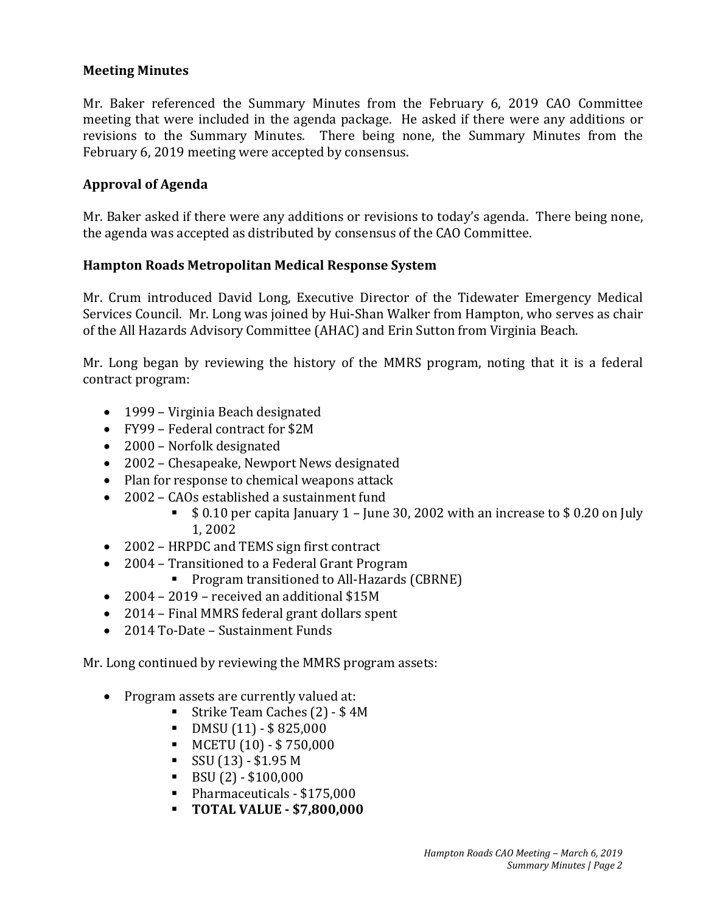### Meeting Minutes

Mr. Baker referenced the Summary Minutes from the February 6, 2019 CAO Committee meeting that were included in the agenda package. He asked if there were any additions or revisions to the Summary Minutes. There being none, the Summary Minutes from the February 6, 2019 meeting were accepted by consensus.

### Approval of Agenda

Mr. Baker asked if there were any additions or revisions to today's agenda. There being none, the agenda was accepted as distributed by consensus of the CAO Committee.

### Hampton Roads Metropolitan Medical Response System

Mr. Crum introduced David Long, Executive Director of the Tidewater Emergency Medical Services Council. Mr. Long was joined by Hui-Shan Walker from Hampton, who serves as chair of the All Hazards Advisory Committee (AHAC) and Erin Sutton from Virginia Beach.

Mr. Long began by reviewing the history of the MMRS program, noting that it is a federal contract program:

- 1999 – Virginia Beach designated
- FY99 – Federal contract for $2M
- 2000 – Norfolk designated
- 2002 – Chesapeake, Newport News designated
- Plan for response to chemical weapons attack
- 2002 – CAOs established a sustainment fund
    - $ 0.10 per capita January 1 – June 30, 2002 with an increase to $ 0.20 on July 1, 2002
- 2002 – HRPDC and TEMS sign first contract
- 2004 – Transitioned to a Federal Grant Program
    - Program transitioned to All-Hazards (CBRNE)
- 2004 – 2019 – received an additional $15M
- 2014 – Final MMRS federal grant dollars spent
- 2014 To-Date – Sustainment Funds

Mr. Long continued by reviewing the MMRS program assets:

- Program assets are currently valued at:
    - Strike Team Caches (2) - $ 4M
    - DMSU (11) - $ 825,000
    - MCETU (10) - $ 750,000
    - SSU (13) - $1.95 M
    - BSU (2) - $100,000
    - Pharmaceuticals - $175,000
    - **TOTAL VALUE - $7,800,000**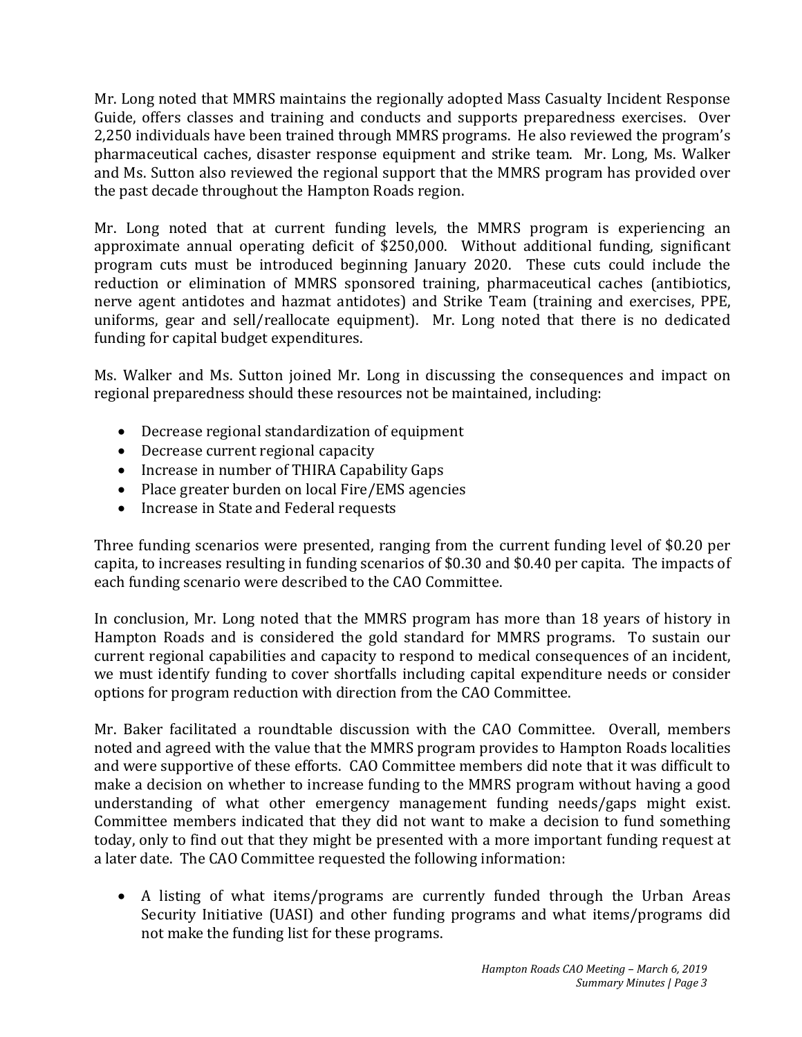Mr. Long noted that MMRS maintains the regionally adopted Mass Casualty Incident Response Guide, offers classes and training and conducts and supports preparedness exercises. Over 2,250 individuals have been trained through MMRS programs. He also reviewed the program's pharmaceutical caches, disaster response equipment and strike team. Mr. Long, Ms. Walker and Ms. Sutton also reviewed the regional support that the MMRS program has provided over the past decade throughout the Hampton Roads region.

Mr. Long noted that at current funding levels, the MMRS program is experiencing an approximate annual operating deficit of $250,000. Without additional funding, significant program cuts must be introduced beginning January 2020. These cuts could include the reduction or elimination of MMRS sponsored training, pharmaceutical caches (antibiotics, nerve agent antidotes and hazmat antidotes) and Strike Team (training and exercises, PPE, uniforms, gear and sell/reallocate equipment). Mr. Long noted that there is no dedicated funding for capital budget expenditures.

Ms. Walker and Ms. Sutton joined Mr. Long in discussing the consequences and impact on regional preparedness should these resources not be maintained, including:

- Decrease regional standardization of equipment
- Decrease current regional capacity
- Increase in number of THIRA Capability Gaps
- Place greater burden on local Fire/EMS agencies
- Increase in State and Federal requests

Three funding scenarios were presented, ranging from the current funding level of $0.20 per capita, to increases resulting in funding scenarios of $0.30 and $0.40 per capita. The impacts of each funding scenario were described to the CAO Committee.

In conclusion, Mr. Long noted that the MMRS program has more than 18 years of history in Hampton Roads and is considered the gold standard for MMRS programs. To sustain our current regional capabilities and capacity to respond to medical consequences of an incident, we must identify funding to cover shortfalls including capital expenditure needs or consider options for program reduction with direction from the CAO Committee.

Mr. Baker facilitated a roundtable discussion with the CAO Committee. Overall, members noted and agreed with the value that the MMRS program provides to Hampton Roads localities and were supportive of these efforts. CAO Committee members did note that it was difficult to make a decision on whether to increase funding to the MMRS program without having a good understanding of what other emergency management funding needs/gaps might exist. Committee members indicated that they did not want to make a decision to fund something today, only to find out that they might be presented with a more important funding request at a later date. The CAO Committee requested the following information:

- A listing of what items/programs are currently funded through the Urban Areas Security Initiative (UASI) and other funding programs and what items/programs did not make the funding list for these programs.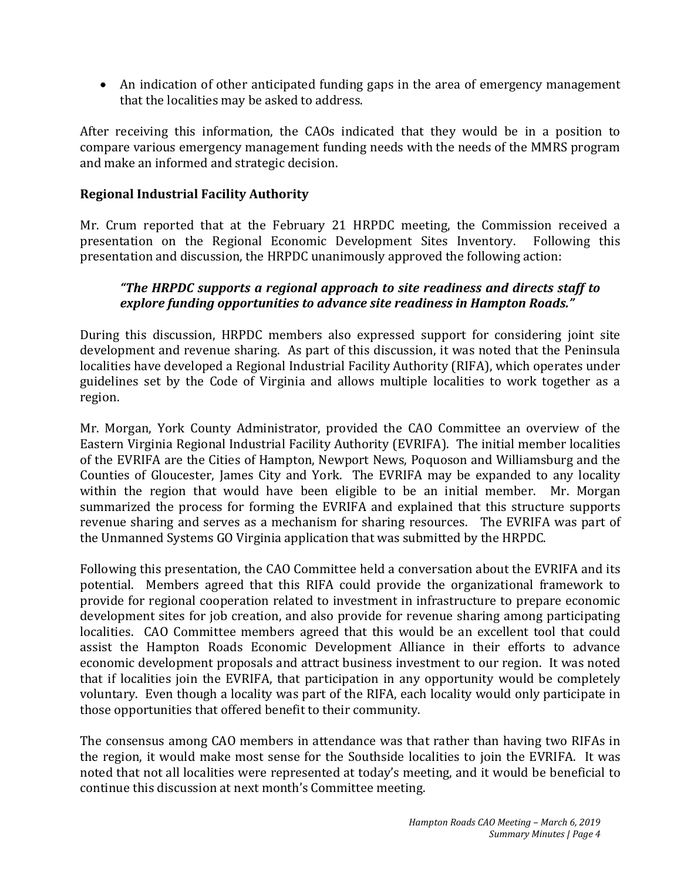- An indication of other anticipated funding gaps in the area of emergency management that the localities may be asked to address.

After receiving this information, the CAOs indicated that they would be in a position to compare various emergency management funding needs with the needs of the MMRS program and make an informed and strategic decision.

**Regional Industrial Facility Authority**

Mr. Crum reported that at the February 21 HRPDC meeting, the Commission received a presentation on the Regional Economic Development Sites Inventory. Following this presentation and discussion, the HRPDC unanimously approved the following action:

> ***"The HRPDC supports a regional approach to site readiness and directs staff to explore funding opportunities to advance site readiness in Hampton Roads."***

During this discussion, HRPDC members also expressed support for considering joint site development and revenue sharing. As part of this discussion, it was noted that the Peninsula localities have developed a Regional Industrial Facility Authority (RIFA), which operates under guidelines set by the Code of Virginia and allows multiple localities to work together as a region.

Mr. Morgan, York County Administrator, provided the CAO Committee an overview of the Eastern Virginia Regional Industrial Facility Authority (EVRIFA). The initial member localities of the EVRIFA are the Cities of Hampton, Newport News, Poquoson and Williamsburg and the Counties of Gloucester, James City and York. The EVRIFA may be expanded to any locality within the region that would have been eligible to be an initial member. Mr. Morgan summarized the process for forming the EVRIFA and explained that this structure supports revenue sharing and serves as a mechanism for sharing resources. The EVRIFA was part of the Unmanned Systems GO Virginia application that was submitted by the HRPDC.

Following this presentation, the CAO Committee held a conversation about the EVRIFA and its potential. Members agreed that this RIFA could provide the organizational framework to provide for regional cooperation related to investment in infrastructure to prepare economic development sites for job creation, and also provide for revenue sharing among participating localities. CAO Committee members agreed that this would be an excellent tool that could assist the Hampton Roads Economic Development Alliance in their efforts to advance economic development proposals and attract business investment to our region. It was noted that if localities join the EVRIFA, that participation in any opportunity would be completely voluntary. Even though a locality was part of the RIFA, each locality would only participate in those opportunities that offered benefit to their community.

The consensus among CAO members in attendance was that rather than having two RIFAs in the region, it would make most sense for the Southside localities to join the EVRIFA. It was noted that not all localities were represented at today's meeting, and it would be beneficial to continue this discussion at next month's Committee meeting.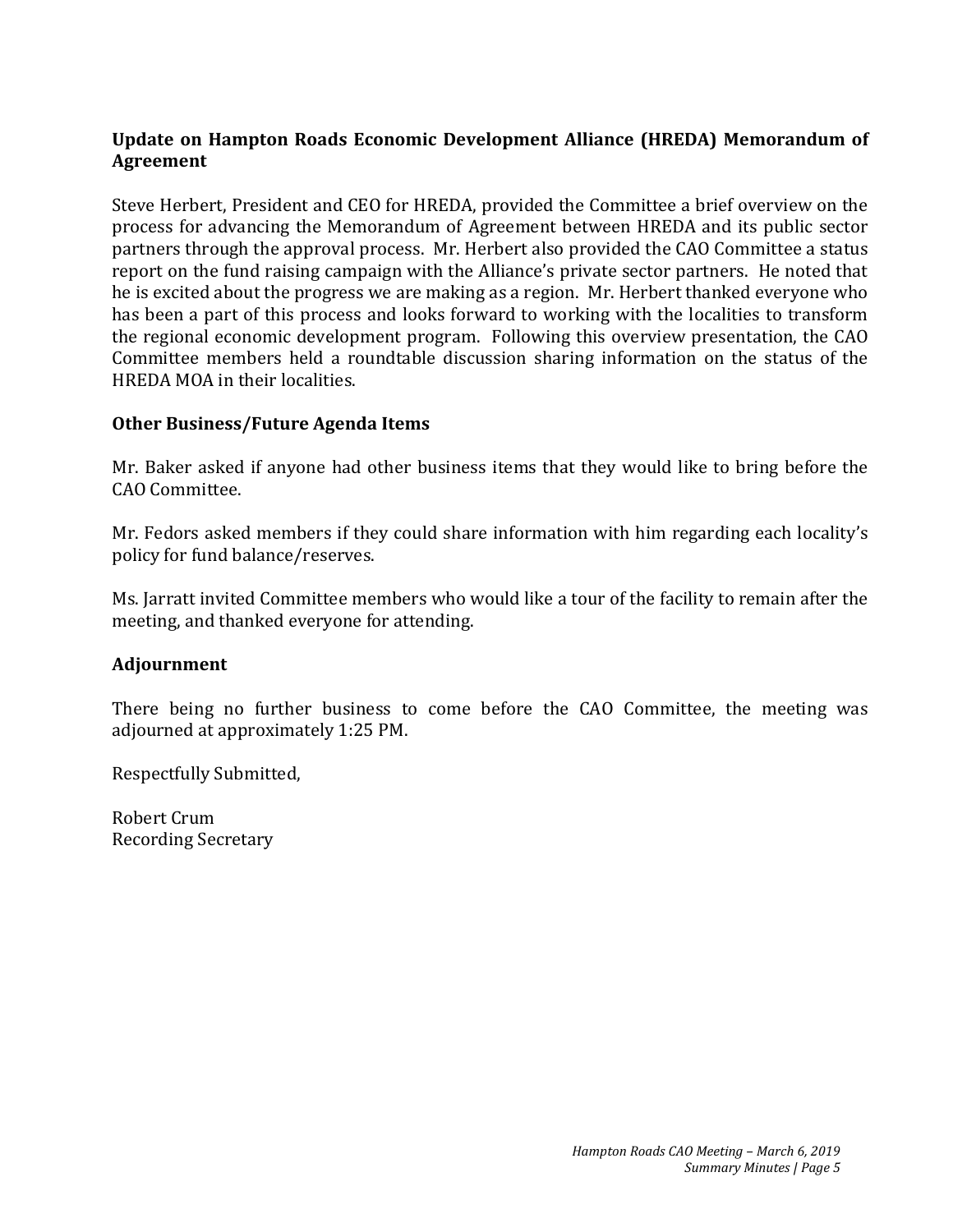**Update on Hampton Roads Economic Development Alliance (HREDA) Memorandum of Agreement**

Steve Herbert, President and CEO for HREDA, provided the Committee a brief overview on the process for advancing the Memorandum of Agreement between HREDA and its public sector partners through the approval process. Mr. Herbert also provided the CAO Committee a status report on the fund raising campaign with the Alliance's private sector partners. He noted that he is excited about the progress we are making as a region. Mr. Herbert thanked everyone who has been a part of this process and looks forward to working with the localities to transform the regional economic development program. Following this overview presentation, the CAO Committee members held a roundtable discussion sharing information on the status of the HREDA MOA in their localities.

**Other Business/Future Agenda Items**

Mr. Baker asked if anyone had other business items that they would like to bring before the CAO Committee.

Mr. Fedors asked members if they could share information with him regarding each locality's policy for fund balance/reserves.

Ms. Jarratt invited Committee members who would like a tour of the facility to remain after the meeting, and thanked everyone for attending.

**Adjournment**

There being no further business to come before the CAO Committee, the meeting was adjourned at approximately 1:25 PM.

Respectfully Submitted,

Robert Crum
Recording Secretary